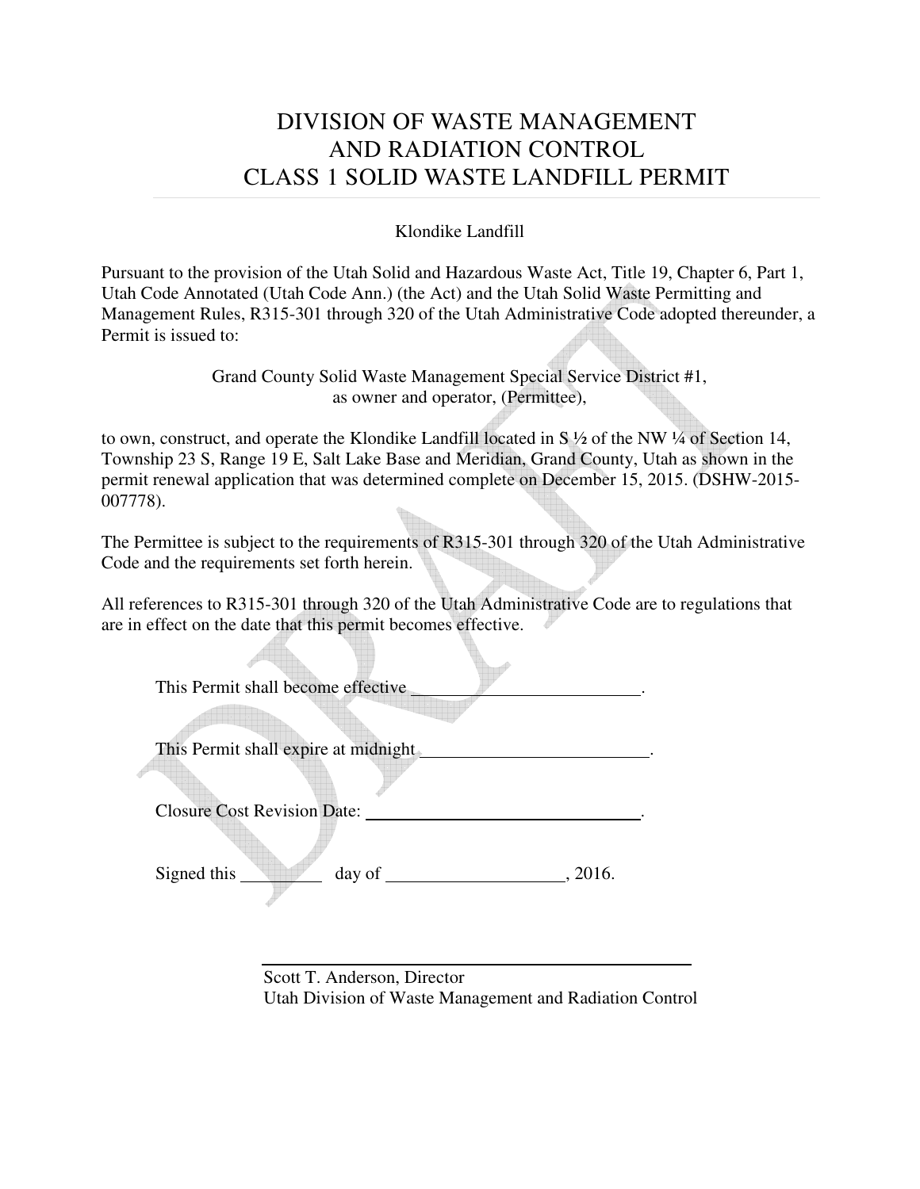# DIVISION OF WASTE MANAGEMENT AND RADIATION CONTROL CLASS 1 SOLID WASTE LANDFILL PERMIT

Klondike Landfill

Pursuant to the provision of the Utah Solid and Hazardous Waste Act, Title 19, Chapter 6, Part 1, Utah Code Annotated (Utah Code Ann.) (the Act) and the Utah Solid Waste Permitting and Management Rules, R315-301 through 320 of the Utah Administrative Code adopted thereunder, a Permit is issued to:

Grand County Solid Waste Management Special Service District #1,
as owner and operator, (Permittee),

to own, construct, and operate the Klondike Landfill located in S ½ of the NW ¼ of Section 14, Township 23 S, Range 19 E, Salt Lake Base and Meridian, Grand County, Utah as shown in the permit renewal application that was determined complete on December 15, 2015. (DSHW-2015-007778).

The Permittee is subject to the requirements of R315-301 through 320 of the Utah Administrative Code and the requirements set forth herein.

All references to R315-301 through 320 of the Utah Administrative Code are to regulations that are in effect on the date that this permit becomes effective.

This Permit shall become effective \_\_\_\_\_\_\_\_\_\_\_\_\_\_\_\_\_\_\_\_\_\_\_\_\_\_.

This Permit shall expire at midnight \_\_\_\_\_\_\_\_\_\_\_\_\_\_\_\_\_\_\_\_\_\_\_\_\_\_.

Closure Cost Revision Date: \_\_\_\_\_\_\_\_\_\_\_\_\_\_\_\_\_\_\_\_\_\_\_\_\_\_\_\_\_\_\_\_\_.

Signed this \_\_\_\_\_\_\_\_\_ day of \_\_\_\_\_\_\_\_\_\_\_\_\_\_\_\_\_\_\_\_, 2016.

\_\_\_\_\_\_\_\_\_\_\_\_\_\_\_\_\_\_\_\_\_\_\_\_\_\_\_\_\_\_\_\_\_\_\_\_\_\_\_\_\_\_\_\_
Scott T. Anderson, Director
Utah Division of Waste Management and Radiation Control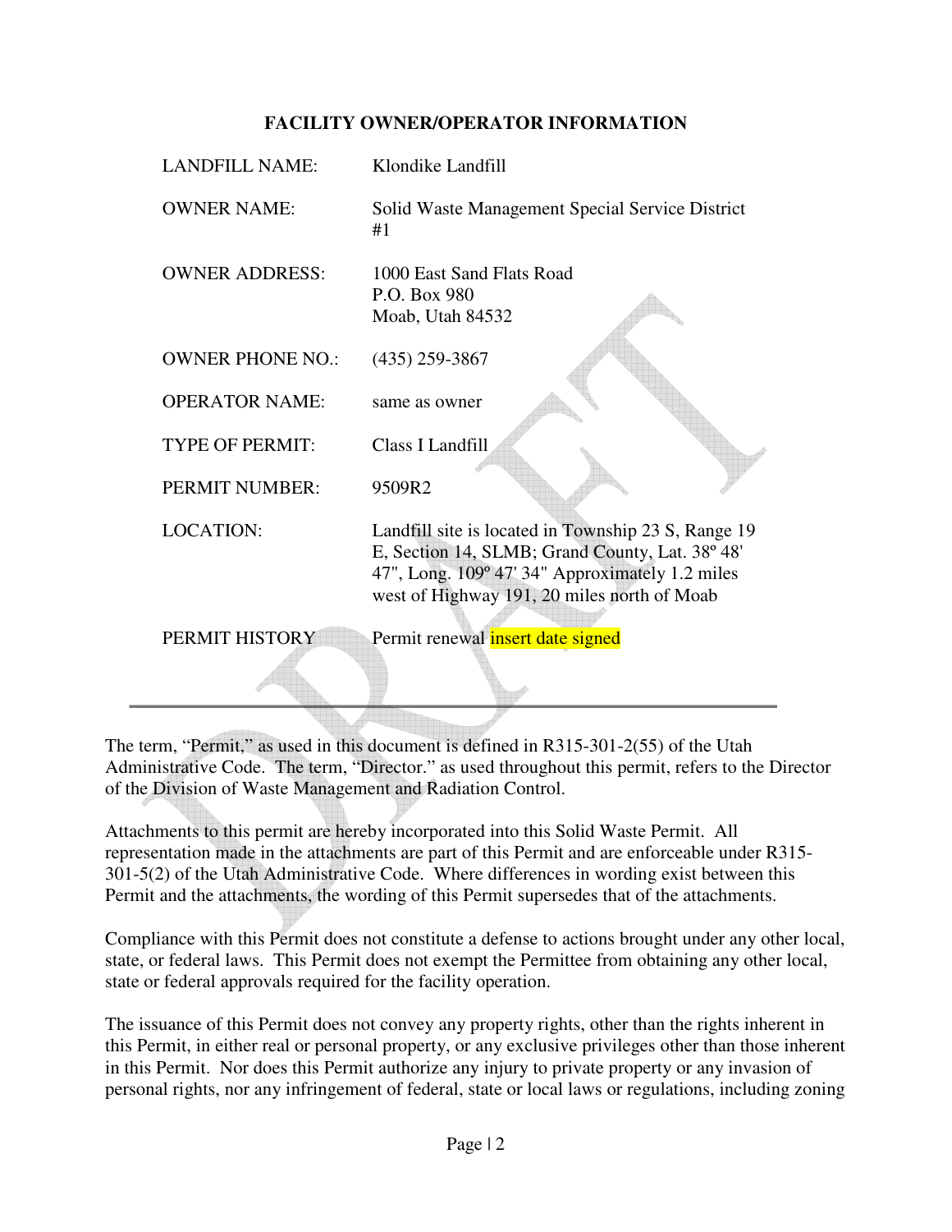## FACILITY OWNER/OPERATOR INFORMATION

| | |
|---|---|
| LANDFILL NAME: | Klondike Landfill |
| OWNER NAME: | Solid Waste Management Special Service District #1 |
| OWNER ADDRESS: | 1000 East Sand Flats Road<br>P.O. Box 980<br>Moab, Utah 84532 |
| OWNER PHONE NO.: | (435) 259-3867 |
| OPERATOR NAME: | same as owner |
| TYPE OF PERMIT: | Class I Landfill |
| PERMIT NUMBER: | 9509R2 |
| LOCATION: | Landfill site is located in Township 23 S, Range 19 E, Section 14, SLMB; Grand County, Lat. 38º 48' 47", Long. 109º 47' 34" Approximately 1.2 miles west of Highway 191, 20 miles north of Moab |
| PERMIT HISTORY | Permit renewal insert date signed |

---

The term, "Permit," as used in this document is defined in R315-301-2(55) of the Utah Administrative Code. The term, "Director." as used throughout this permit, refers to the Director of the Division of Waste Management and Radiation Control.

Attachments to this permit are hereby incorporated into this Solid Waste Permit. All representation made in the attachments are part of this Permit and are enforceable under R315-301-5(2) of the Utah Administrative Code. Where differences in wording exist between this Permit and the attachments, the wording of this Permit supersedes that of the attachments.

Compliance with this Permit does not constitute a defense to actions brought under any other local, state, or federal laws. This Permit does not exempt the Permittee from obtaining any other local, state or federal approvals required for the facility operation.

The issuance of this Permit does not convey any property rights, other than the rights inherent in this Permit, in either real or personal property, or any exclusive privileges other than those inherent in this Permit. Nor does this Permit authorize any injury to private property or any invasion of personal rights, nor any infringement of federal, state or local laws or regulations, including zoning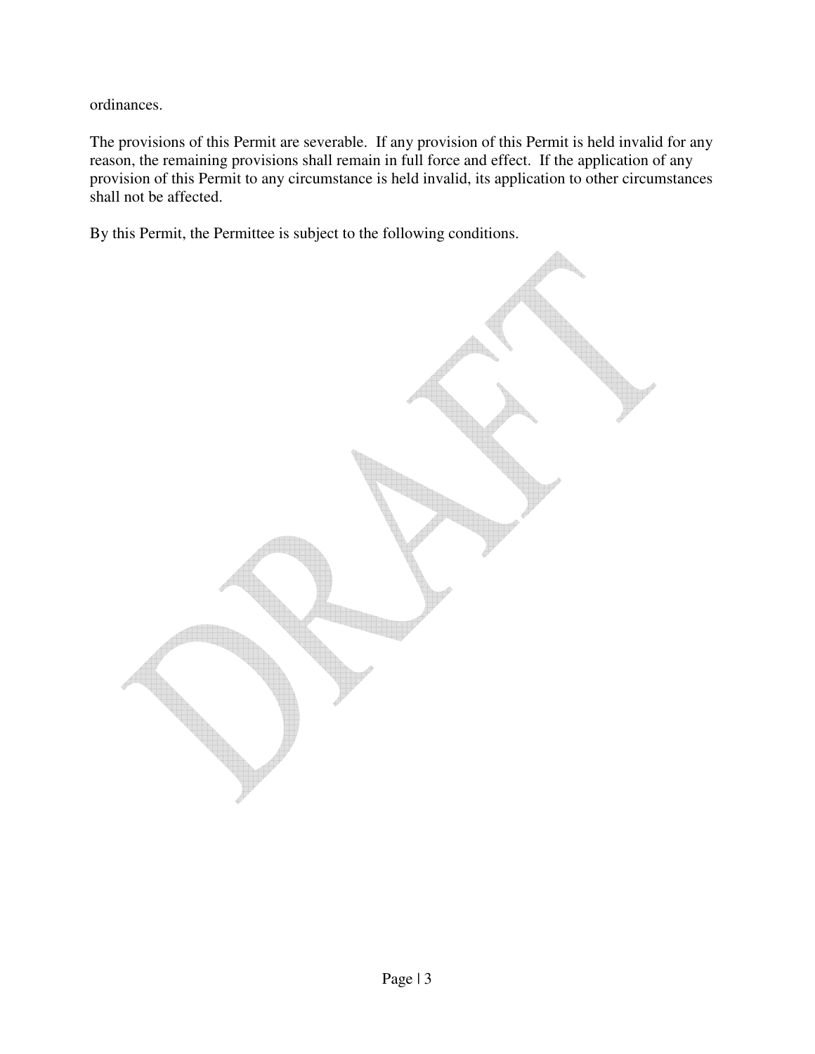ordinances.

The provisions of this Permit are severable. If any provision of this Permit is held invalid for any reason, the remaining provisions shall remain in full force and effect. If the application of any provision of this Permit to any circumstance is held invalid, its application to other circumstances shall not be affected.

By this Permit, the Permittee is subject to the following conditions.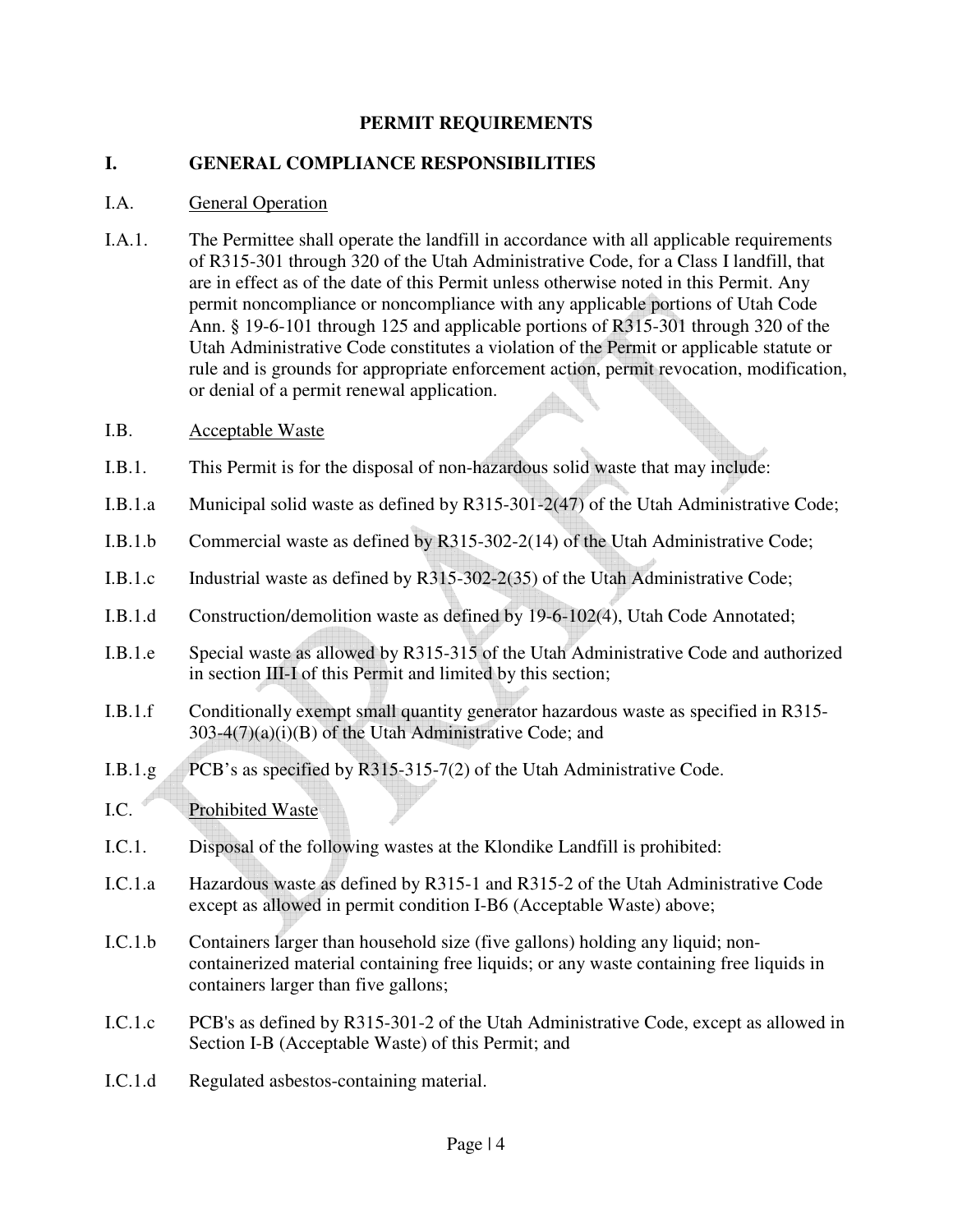## PERMIT REQUIREMENTS

### I. GENERAL COMPLIANCE RESPONSIBILITIES

I.A. General Operation

I.A.1. The Permittee shall operate the landfill in accordance with all applicable requirements of R315-301 through 320 of the Utah Administrative Code, for a Class I landfill, that are in effect as of the date of this Permit unless otherwise noted in this Permit. Any permit noncompliance or noncompliance with any applicable portions of Utah Code Ann. § 19-6-101 through 125 and applicable portions of R315-301 through 320 of the Utah Administrative Code constitutes a violation of the Permit or applicable statute or rule and is grounds for appropriate enforcement action, permit revocation, modification, or denial of a permit renewal application.

I.B. Acceptable Waste

I.B.1. This Permit is for the disposal of non-hazardous solid waste that may include:

I.B.1.a Municipal solid waste as defined by R315-301-2(47) of the Utah Administrative Code;

I.B.1.b Commercial waste as defined by R315-302-2(14) of the Utah Administrative Code;

I.B.1.c Industrial waste as defined by R315-302-2(35) of the Utah Administrative Code;

I.B.1.d Construction/demolition waste as defined by 19-6-102(4), Utah Code Annotated;

I.B.1.e Special waste as allowed by R315-315 of the Utah Administrative Code and authorized in section III-I of this Permit and limited by this section;

I.B.1.f Conditionally exempt small quantity generator hazardous waste as specified in R315-303-4(7)(a)(i)(B) of the Utah Administrative Code; and

I.B.1.g PCB's as specified by R315-315-7(2) of the Utah Administrative Code.

I.C. Prohibited Waste

I.C.1. Disposal of the following wastes at the Klondike Landfill is prohibited:

I.C.1.a Hazardous waste as defined by R315-1 and R315-2 of the Utah Administrative Code except as allowed in permit condition I-B6 (Acceptable Waste) above;

I.C.1.b Containers larger than household size (five gallons) holding any liquid; non-containerized material containing free liquids; or any waste containing free liquids in containers larger than five gallons;

I.C.1.c PCB's as defined by R315-301-2 of the Utah Administrative Code, except as allowed in Section I-B (Acceptable Waste) of this Permit; and

I.C.1.d Regulated asbestos-containing material.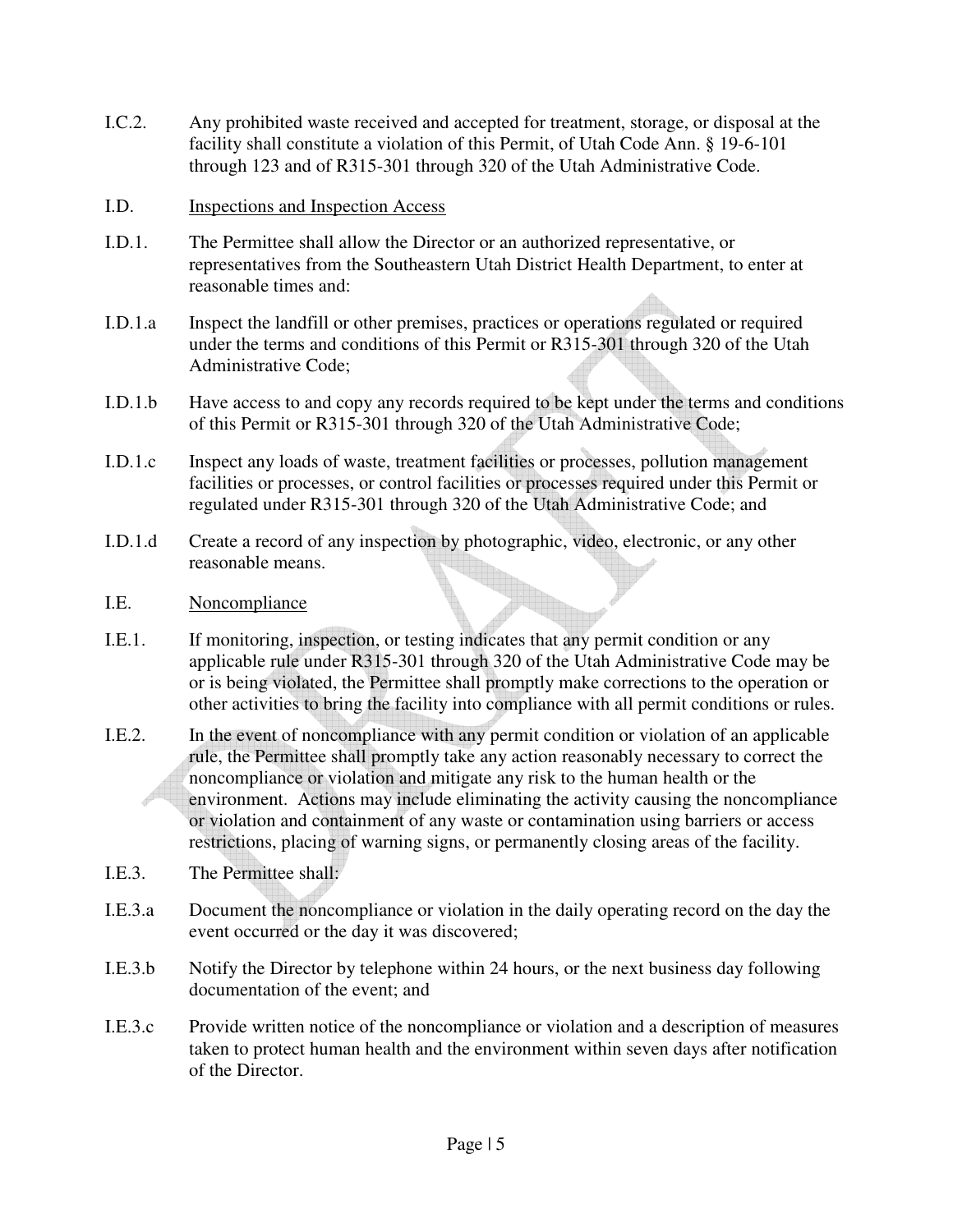I.C.2. Any prohibited waste received and accepted for treatment, storage, or disposal at the facility shall constitute a violation of this Permit, of Utah Code Ann. § 19-6-101 through 123 and of R315-301 through 320 of the Utah Administrative Code.

I.D. Inspections and Inspection Access

I.D.1. The Permittee shall allow the Director or an authorized representative, or representatives from the Southeastern Utah District Health Department, to enter at reasonable times and:

I.D.1.a Inspect the landfill or other premises, practices or operations regulated or required under the terms and conditions of this Permit or R315-301 through 320 of the Utah Administrative Code;

I.D.1.b Have access to and copy any records required to be kept under the terms and conditions of this Permit or R315-301 through 320 of the Utah Administrative Code;

I.D.1.c Inspect any loads of waste, treatment facilities or processes, pollution management facilities or processes, or control facilities or processes required under this Permit or regulated under R315-301 through 320 of the Utah Administrative Code; and

I.D.1.d Create a record of any inspection by photographic, video, electronic, or any other reasonable means.

I.E. Noncompliance

I.E.1. If monitoring, inspection, or testing indicates that any permit condition or any applicable rule under R315-301 through 320 of the Utah Administrative Code may be or is being violated, the Permittee shall promptly make corrections to the operation or other activities to bring the facility into compliance with all permit conditions or rules.

I.E.2. In the event of noncompliance with any permit condition or violation of an applicable rule, the Permittee shall promptly take any action reasonably necessary to correct the noncompliance or violation and mitigate any risk to the human health or the environment. Actions may include eliminating the activity causing the noncompliance or violation and containment of any waste or contamination using barriers or access restrictions, placing of warning signs, or permanently closing areas of the facility.

I.E.3. The Permittee shall:

I.E.3.a Document the noncompliance or violation in the daily operating record on the day the event occurred or the day it was discovered;

I.E.3.b Notify the Director by telephone within 24 hours, or the next business day following documentation of the event; and

I.E.3.c Provide written notice of the noncompliance or violation and a description of measures taken to protect human health and the environment within seven days after notification of the Director.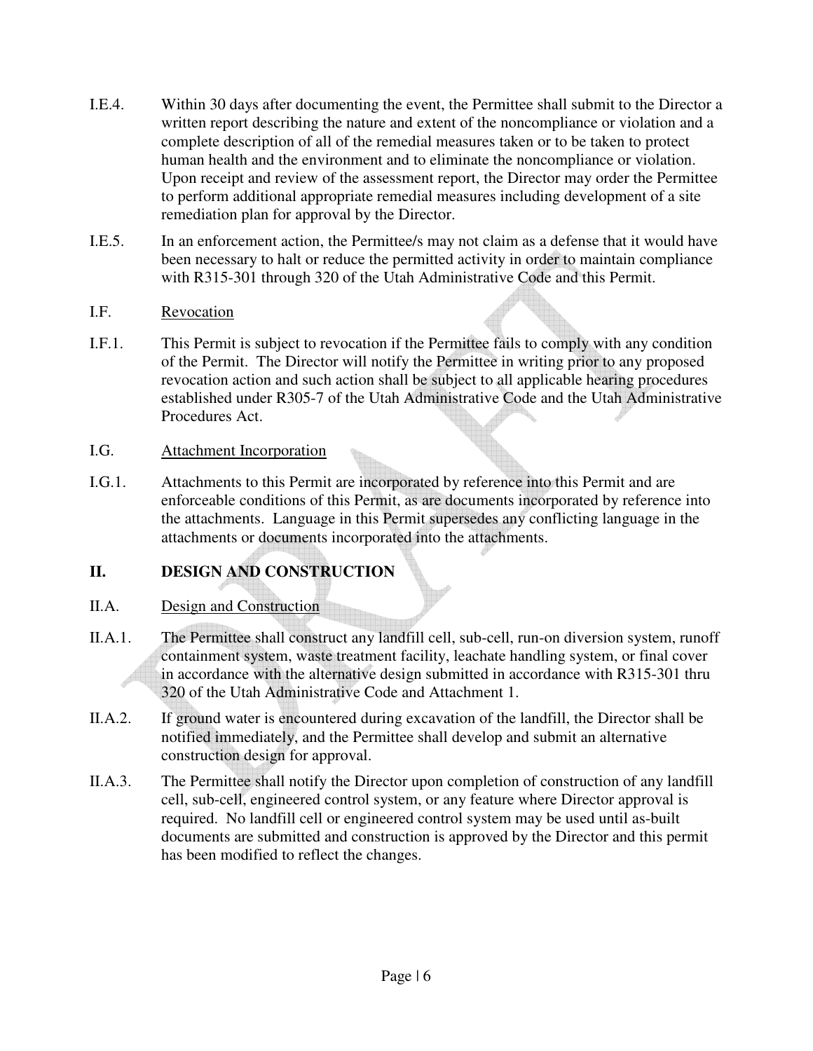I.E.4. Within 30 days after documenting the event, the Permittee shall submit to the Director a written report describing the nature and extent of the noncompliance or violation and a complete description of all of the remedial measures taken or to be taken to protect human health and the environment and to eliminate the noncompliance or violation. Upon receipt and review of the assessment report, the Director may order the Permittee to perform additional appropriate remedial measures including development of a site remediation plan for approval by the Director.

I.E.5. In an enforcement action, the Permittee/s may not claim as a defense that it would have been necessary to halt or reduce the permitted activity in order to maintain compliance with R315-301 through 320 of the Utah Administrative Code and this Permit.

I.F. <u>Revocation</u>

I.F.1. This Permit is subject to revocation if the Permittee fails to comply with any condition of the Permit. The Director will notify the Permittee in writing prior to any proposed revocation action and such action shall be subject to all applicable hearing procedures established under R305-7 of the Utah Administrative Code and the Utah Administrative Procedures Act.

I.G. <u>Attachment Incorporation</u>

I.G.1. Attachments to this Permit are incorporated by reference into this Permit and are enforceable conditions of this Permit, as are documents incorporated by reference into the attachments. Language in this Permit supersedes any conflicting language in the attachments or documents incorporated into the attachments.

## II. DESIGN AND CONSTRUCTION

II.A. <u>Design and Construction</u>

II.A.1. The Permittee shall construct any landfill cell, sub-cell, run-on diversion system, runoff containment system, waste treatment facility, leachate handling system, or final cover in accordance with the alternative design submitted in accordance with R315-301 thru 320 of the Utah Administrative Code and Attachment 1.

II.A.2. If ground water is encountered during excavation of the landfill, the Director shall be notified immediately, and the Permittee shall develop and submit an alternative construction design for approval.

II.A.3. The Permittee shall notify the Director upon completion of construction of any landfill cell, sub-cell, engineered control system, or any feature where Director approval is required. No landfill cell or engineered control system may be used until as-built documents are submitted and construction is approved by the Director and this permit has been modified to reflect the changes.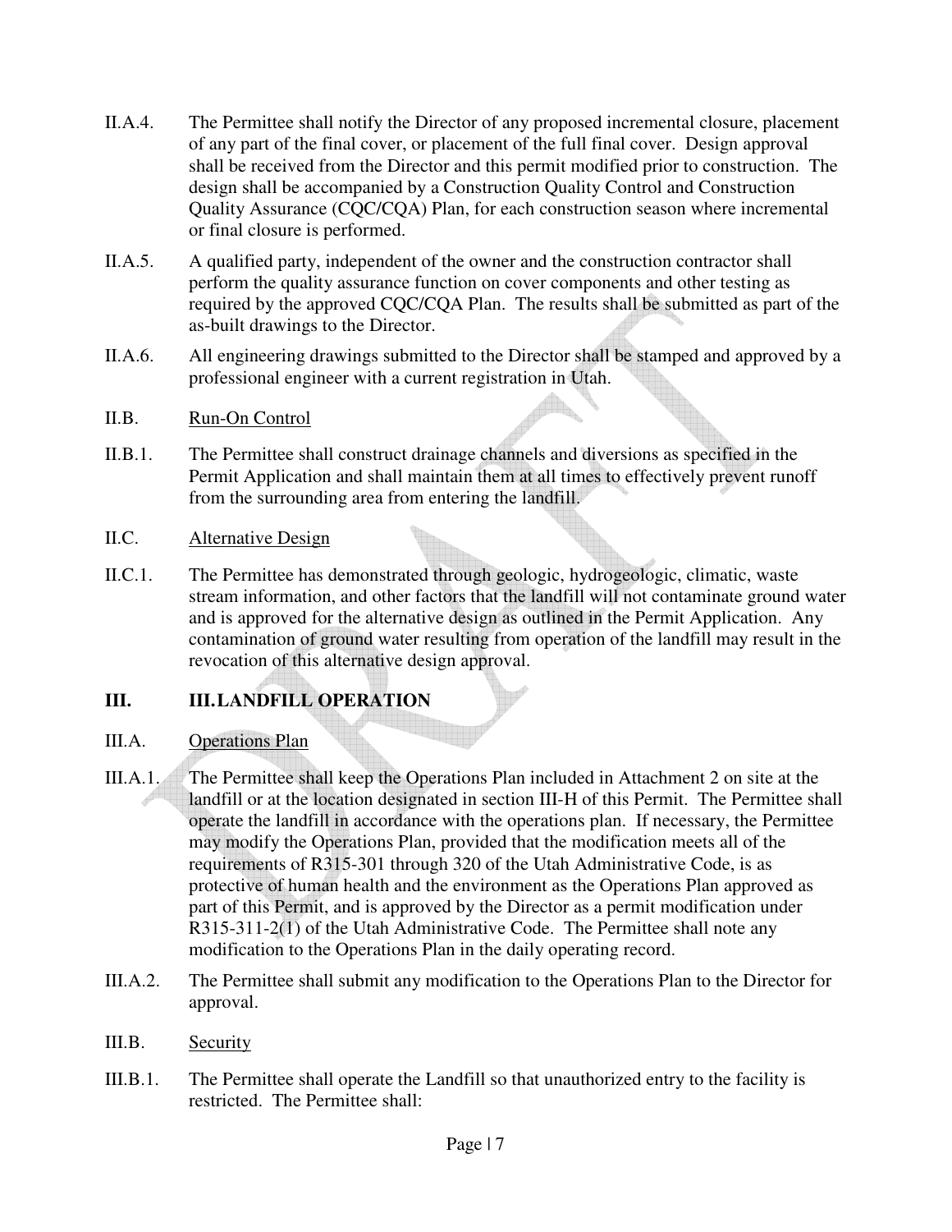II.A.4. The Permittee shall notify the Director of any proposed incremental closure, placement of any part of the final cover, or placement of the full final cover. Design approval shall be received from the Director and this permit modified prior to construction. The design shall be accompanied by a Construction Quality Control and Construction Quality Assurance (CQC/CQA) Plan, for each construction season where incremental or final closure is performed.

II.A.5. A qualified party, independent of the owner and the construction contractor shall perform the quality assurance function on cover components and other testing as required by the approved CQC/CQA Plan. The results shall be submitted as part of the as-built drawings to the Director.

II.A.6. All engineering drawings submitted to the Director shall be stamped and approved by a professional engineer with a current registration in Utah.

II.B. Run-On Control

II.B.1. The Permittee shall construct drainage channels and diversions as specified in the Permit Application and shall maintain them at all times to effectively prevent runoff from the surrounding area from entering the landfill.

II.C. Alternative Design

II.C.1. The Permittee has demonstrated through geologic, hydrogeologic, climatic, waste stream information, and other factors that the landfill will not contaminate ground water and is approved for the alternative design as outlined in the Permit Application. Any contamination of ground water resulting from operation of the landfill may result in the revocation of this alternative design approval.

## III. III.LANDFILL OPERATION

III.A. Operations Plan

III.A.1. The Permittee shall keep the Operations Plan included in Attachment 2 on site at the landfill or at the location designated in section III-H of this Permit. The Permittee shall operate the landfill in accordance with the operations plan. If necessary, the Permittee may modify the Operations Plan, provided that the modification meets all of the requirements of R315-301 through 320 of the Utah Administrative Code, is as protective of human health and the environment as the Operations Plan approved as part of this Permit, and is approved by the Director as a permit modification under R315-311-2(1) of the Utah Administrative Code. The Permittee shall note any modification to the Operations Plan in the daily operating record.

III.A.2. The Permittee shall submit any modification to the Operations Plan to the Director for approval.

III.B. Security

III.B.1. The Permittee shall operate the Landfill so that unauthorized entry to the facility is restricted. The Permittee shall: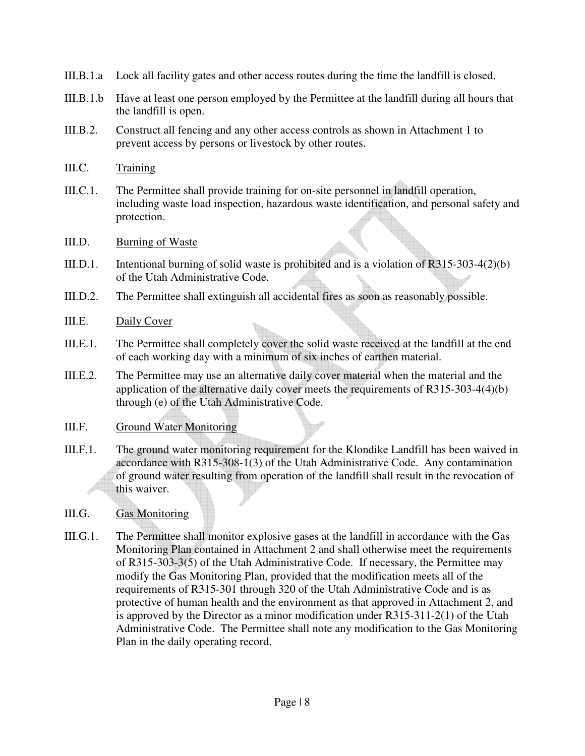III.B.1.a Lock all facility gates and other access routes during the time the landfill is closed.

III.B.1.b Have at least one person employed by the Permittee at the landfill during all hours that the landfill is open.

III.B.2. Construct all fencing and any other access controls as shown in Attachment 1 to prevent access by persons or livestock by other routes.

III.C. Training

III.C.1. The Permittee shall provide training for on-site personnel in landfill operation, including waste load inspection, hazardous waste identification, and personal safety and protection.

III.D. Burning of Waste

III.D.1. Intentional burning of solid waste is prohibited and is a violation of R315-303-4(2)(b) of the Utah Administrative Code.

III.D.2. The Permittee shall extinguish all accidental fires as soon as reasonably possible.

III.E. Daily Cover

III.E.1. The Permittee shall completely cover the solid waste received at the landfill at the end of each working day with a minimum of six inches of earthen material.

III.E.2. The Permittee may use an alternative daily cover material when the material and the application of the alternative daily cover meets the requirements of R315-303-4(4)(b) through (e) of the Utah Administrative Code.

III.F. Ground Water Monitoring

III.F.1. The ground water monitoring requirement for the Klondike Landfill has been waived in accordance with R315-308-1(3) of the Utah Administrative Code. Any contamination of ground water resulting from operation of the landfill shall result in the revocation of this waiver.

III.G. Gas Monitoring

III.G.1. The Permittee shall monitor explosive gases at the landfill in accordance with the Gas Monitoring Plan contained in Attachment 2 and shall otherwise meet the requirements of R315-303-3(5) of the Utah Administrative Code. If necessary, the Permittee may modify the Gas Monitoring Plan, provided that the modification meets all of the requirements of R315-301 through 320 of the Utah Administrative Code and is as protective of human health and the environment as that approved in Attachment 2, and is approved by the Director as a minor modification under R315-311-2(1) of the Utah Administrative Code. The Permittee shall note any modification to the Gas Monitoring Plan in the daily operating record.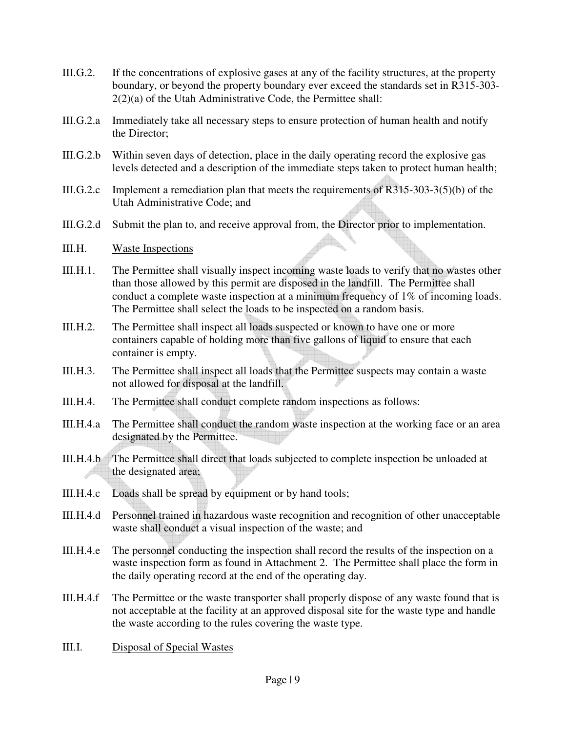III.G.2. If the concentrations of explosive gases at any of the facility structures, at the property boundary, or beyond the property boundary ever exceed the standards set in R315-303-2(2)(a) of the Utah Administrative Code, the Permittee shall:

III.G.2.a Immediately take all necessary steps to ensure protection of human health and notify the Director;

III.G.2.b Within seven days of detection, place in the daily operating record the explosive gas levels detected and a description of the immediate steps taken to protect human health;

III.G.2.c Implement a remediation plan that meets the requirements of R315-303-3(5)(b) of the Utah Administrative Code; and

III.G.2.d Submit the plan to, and receive approval from, the Director prior to implementation.

III.H. <u>Waste Inspections</u>

III.H.1. The Permittee shall visually inspect incoming waste loads to verify that no wastes other than those allowed by this permit are disposed in the landfill. The Permittee shall conduct a complete waste inspection at a minimum frequency of 1% of incoming loads. The Permittee shall select the loads to be inspected on a random basis.

III.H.2. The Permittee shall inspect all loads suspected or known to have one or more containers capable of holding more than five gallons of liquid to ensure that each container is empty.

III.H.3. The Permittee shall inspect all loads that the Permittee suspects may contain a waste not allowed for disposal at the landfill.

III.H.4. The Permittee shall conduct complete random inspections as follows:

III.H.4.a The Permittee shall conduct the random waste inspection at the working face or an area designated by the Permittee.

III.H.4.b The Permittee shall direct that loads subjected to complete inspection be unloaded at the designated area;

III.H.4.c Loads shall be spread by equipment or by hand tools;

III.H.4.d Personnel trained in hazardous waste recognition and recognition of other unacceptable waste shall conduct a visual inspection of the waste; and

III.H.4.e The personnel conducting the inspection shall record the results of the inspection on a waste inspection form as found in Attachment 2. The Permittee shall place the form in the daily operating record at the end of the operating day.

III.H.4.f The Permittee or the waste transporter shall properly dispose of any waste found that is not acceptable at the facility at an approved disposal site for the waste type and handle the waste according to the rules covering the waste type.

III.I. <u>Disposal of Special Wastes</u>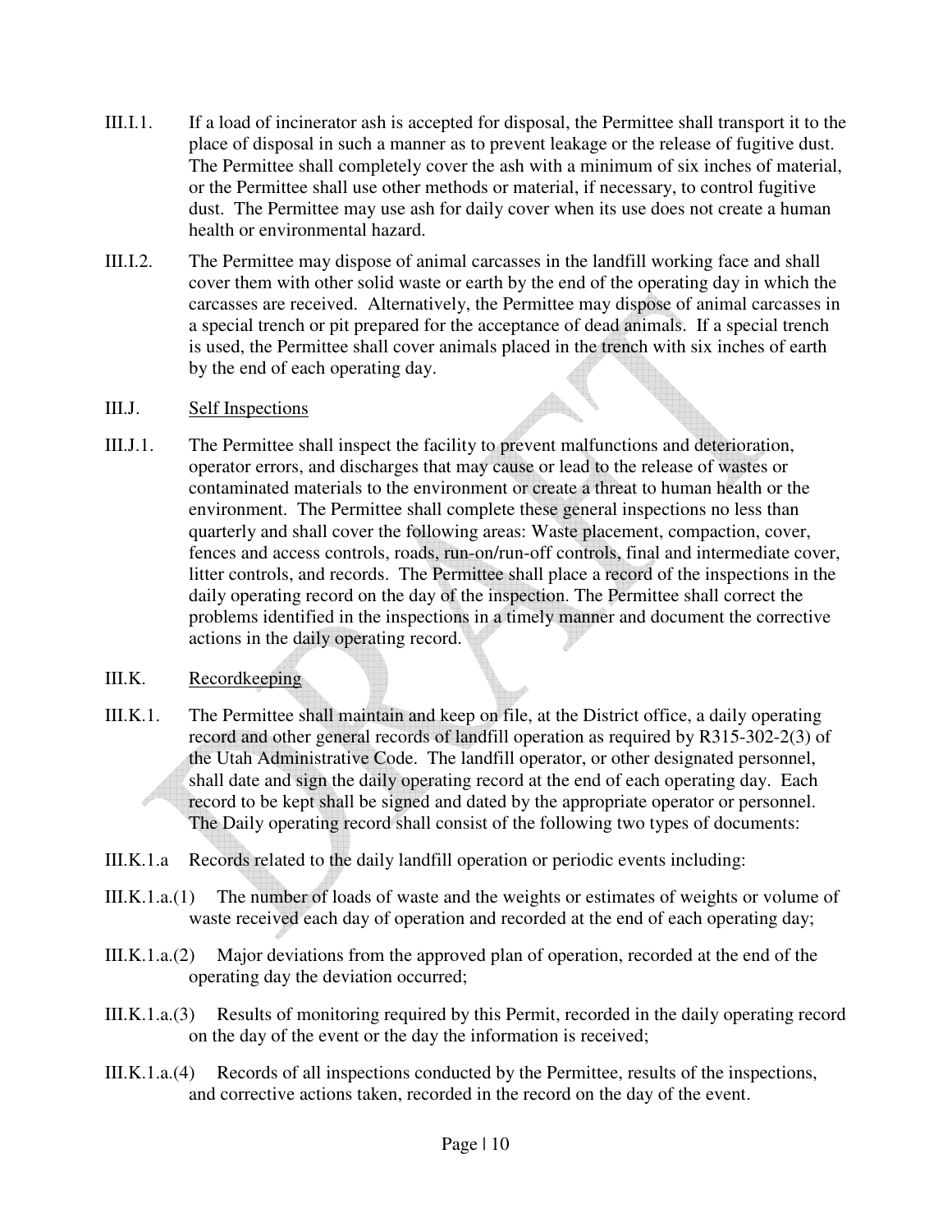III.I.1. If a load of incinerator ash is accepted for disposal, the Permittee shall transport it to the place of disposal in such a manner as to prevent leakage or the release of fugitive dust. The Permittee shall completely cover the ash with a minimum of six inches of material, or the Permittee shall use other methods or material, if necessary, to control fugitive dust. The Permittee may use ash for daily cover when its use does not create a human health or environmental hazard.

III.I.2. The Permittee may dispose of animal carcasses in the landfill working face and shall cover them with other solid waste or earth by the end of the operating day in which the carcasses are received. Alternatively, the Permittee may dispose of animal carcasses in a special trench or pit prepared for the acceptance of dead animals. If a special trench is used, the Permittee shall cover animals placed in the trench with six inches of earth by the end of each operating day.

III.J. Self Inspections

III.J.1. The Permittee shall inspect the facility to prevent malfunctions and deterioration, operator errors, and discharges that may cause or lead to the release of wastes or contaminated materials to the environment or create a threat to human health or the environment. The Permittee shall complete these general inspections no less than quarterly and shall cover the following areas: Waste placement, compaction, cover, fences and access controls, roads, run-on/run-off controls, final and intermediate cover, litter controls, and records. The Permittee shall place a record of the inspections in the daily operating record on the day of the inspection. The Permittee shall correct the problems identified in the inspections in a timely manner and document the corrective actions in the daily operating record.

III.K. Recordkeeping

III.K.1. The Permittee shall maintain and keep on file, at the District office, a daily operating record and other general records of landfill operation as required by R315-302-2(3) of the Utah Administrative Code. The landfill operator, or other designated personnel, shall date and sign the daily operating record at the end of each operating day. Each record to be kept shall be signed and dated by the appropriate operator or personnel. The Daily operating record shall consist of the following two types of documents:

III.K.1.a Records related to the daily landfill operation or periodic events including:

III.K.1.a.(1) The number of loads of waste and the weights or estimates of weights or volume of waste received each day of operation and recorded at the end of each operating day;

III.K.1.a.(2) Major deviations from the approved plan of operation, recorded at the end of the operating day the deviation occurred;

III.K.1.a.(3) Results of monitoring required by this Permit, recorded in the daily operating record on the day of the event or the day the information is received;

III.K.1.a.(4) Records of all inspections conducted by the Permittee, results of the inspections, and corrective actions taken, recorded in the record on the day of the event.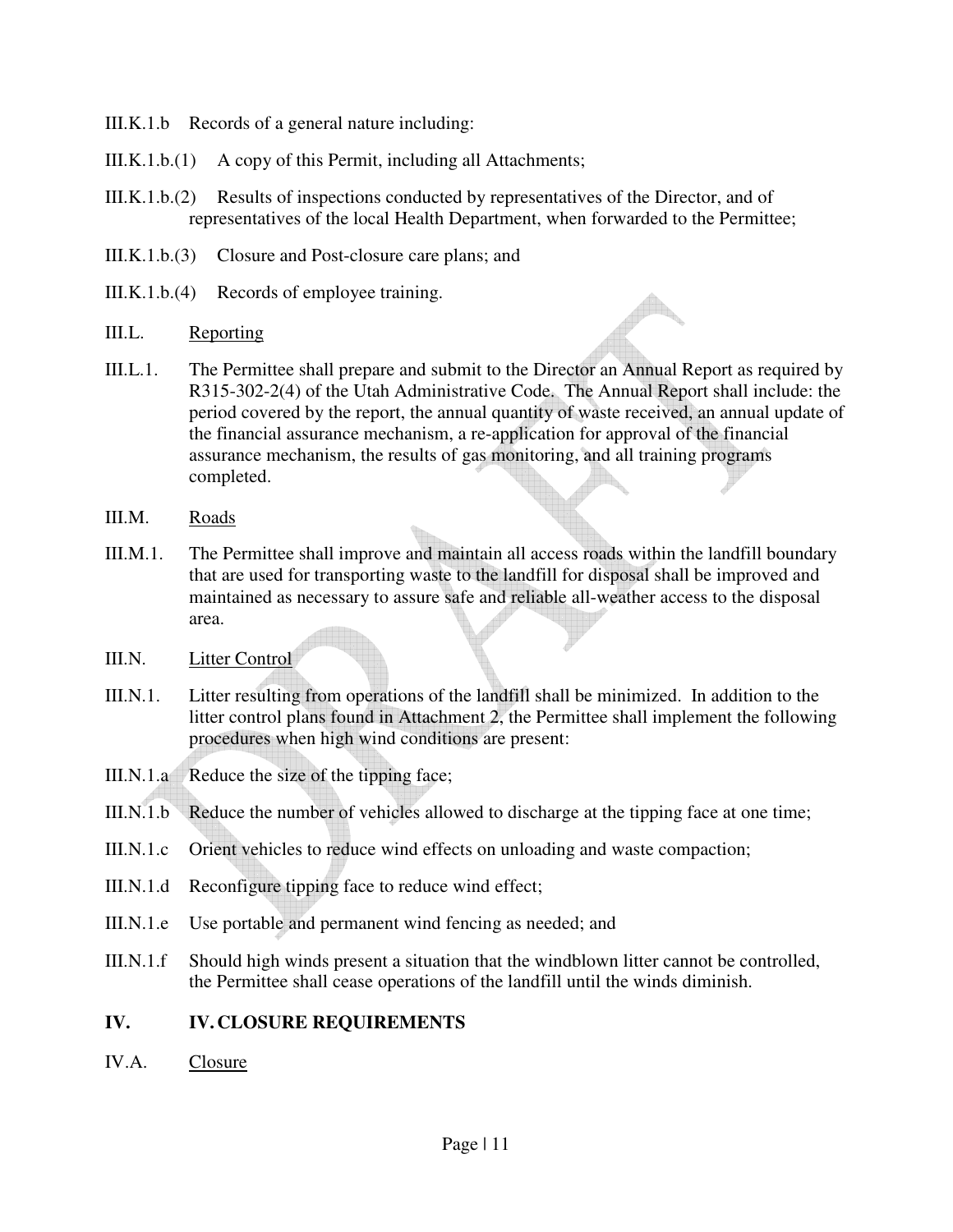III.K.1.b Records of a general nature including:

III.K.1.b.(1) A copy of this Permit, including all Attachments;

III.K.1.b.(2) Results of inspections conducted by representatives of the Director, and of representatives of the local Health Department, when forwarded to the Permittee;

III.K.1.b.(3) Closure and Post-closure care plans; and

III.K.1.b.(4) Records of employee training.

III.L. <u>Reporting</u>

III.L.1. The Permittee shall prepare and submit to the Director an Annual Report as required by R315-302-2(4) of the Utah Administrative Code. The Annual Report shall include: the period covered by the report, the annual quantity of waste received, an annual update of the financial assurance mechanism, a re-application for approval of the financial assurance mechanism, the results of gas monitoring, and all training programs completed.

III.M. <u>Roads</u>

III.M.1. The Permittee shall improve and maintain all access roads within the landfill boundary that are used for transporting waste to the landfill for disposal shall be improved and maintained as necessary to assure safe and reliable all-weather access to the disposal area.

III.N. <u>Litter Control</u>

III.N.1. Litter resulting from operations of the landfill shall be minimized. In addition to the litter control plans found in Attachment 2, the Permittee shall implement the following procedures when high wind conditions are present:

III.N.1.a Reduce the size of the tipping face;

III.N.1.b Reduce the number of vehicles allowed to discharge at the tipping face at one time;

III.N.1.c Orient vehicles to reduce wind effects on unloading and waste compaction;

III.N.1.d Reconfigure tipping face to reduce wind effect;

III.N.1.e Use portable and permanent wind fencing as needed; and

III.N.1.f Should high winds present a situation that the windblown litter cannot be controlled, the Permittee shall cease operations of the landfill until the winds diminish.

## IV. IV. CLOSURE REQUIREMENTS

IV.A. <u>Closure</u>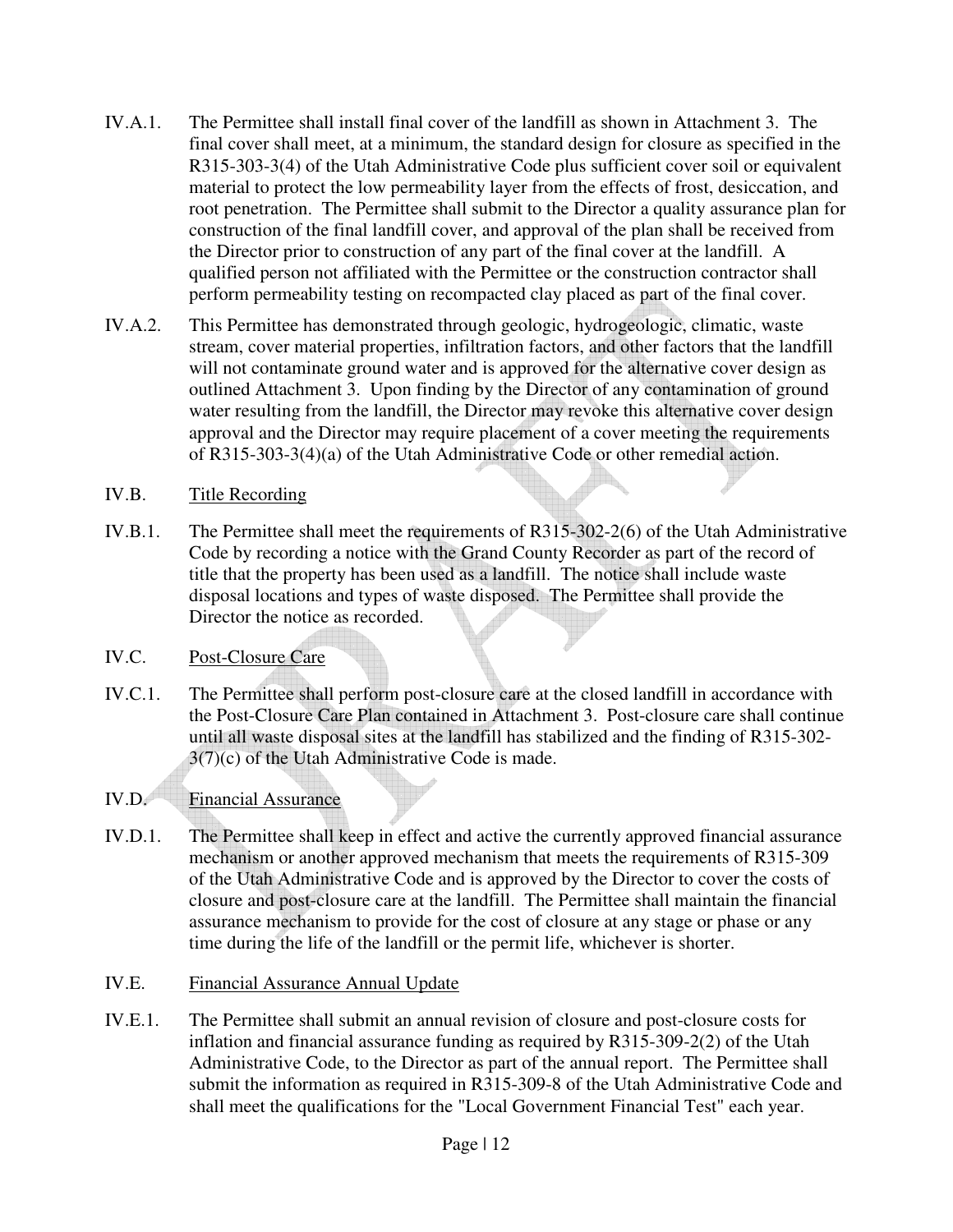IV.A.1. The Permittee shall install final cover of the landfill as shown in Attachment 3. The final cover shall meet, at a minimum, the standard design for closure as specified in the R315-303-3(4) of the Utah Administrative Code plus sufficient cover soil or equivalent material to protect the low permeability layer from the effects of frost, desiccation, and root penetration. The Permittee shall submit to the Director a quality assurance plan for construction of the final landfill cover, and approval of the plan shall be received from the Director prior to construction of any part of the final cover at the landfill. A qualified person not affiliated with the Permittee or the construction contractor shall perform permeability testing on recompacted clay placed as part of the final cover.

IV.A.2. This Permittee has demonstrated through geologic, hydrogeologic, climatic, waste stream, cover material properties, infiltration factors, and other factors that the landfill will not contaminate ground water and is approved for the alternative cover design as outlined Attachment 3. Upon finding by the Director of any contamination of ground water resulting from the landfill, the Director may revoke this alternative cover design approval and the Director may require placement of a cover meeting the requirements of R315-303-3(4)(a) of the Utah Administrative Code or other remedial action.

IV.B. <u>Title Recording</u>

IV.B.1. The Permittee shall meet the requirements of R315-302-2(6) of the Utah Administrative Code by recording a notice with the Grand County Recorder as part of the record of title that the property has been used as a landfill. The notice shall include waste disposal locations and types of waste disposed. The Permittee shall provide the Director the notice as recorded.

IV.C. <u>Post-Closure Care</u>

IV.C.1. The Permittee shall perform post-closure care at the closed landfill in accordance with the Post-Closure Care Plan contained in Attachment 3. Post-closure care shall continue until all waste disposal sites at the landfill has stabilized and the finding of R315-302-3(7)(c) of the Utah Administrative Code is made.

IV.D. <u>Financial Assurance</u>

IV.D.1. The Permittee shall keep in effect and active the currently approved financial assurance mechanism or another approved mechanism that meets the requirements of R315-309 of the Utah Administrative Code and is approved by the Director to cover the costs of closure and post-closure care at the landfill. The Permittee shall maintain the financial assurance mechanism to provide for the cost of closure at any stage or phase or any time during the life of the landfill or the permit life, whichever is shorter.

IV.E. <u>Financial Assurance Annual Update</u>

IV.E.1. The Permittee shall submit an annual revision of closure and post-closure costs for inflation and financial assurance funding as required by R315-309-2(2) of the Utah Administrative Code, to the Director as part of the annual report. The Permittee shall submit the information as required in R315-309-8 of the Utah Administrative Code and shall meet the qualifications for the "Local Government Financial Test" each year.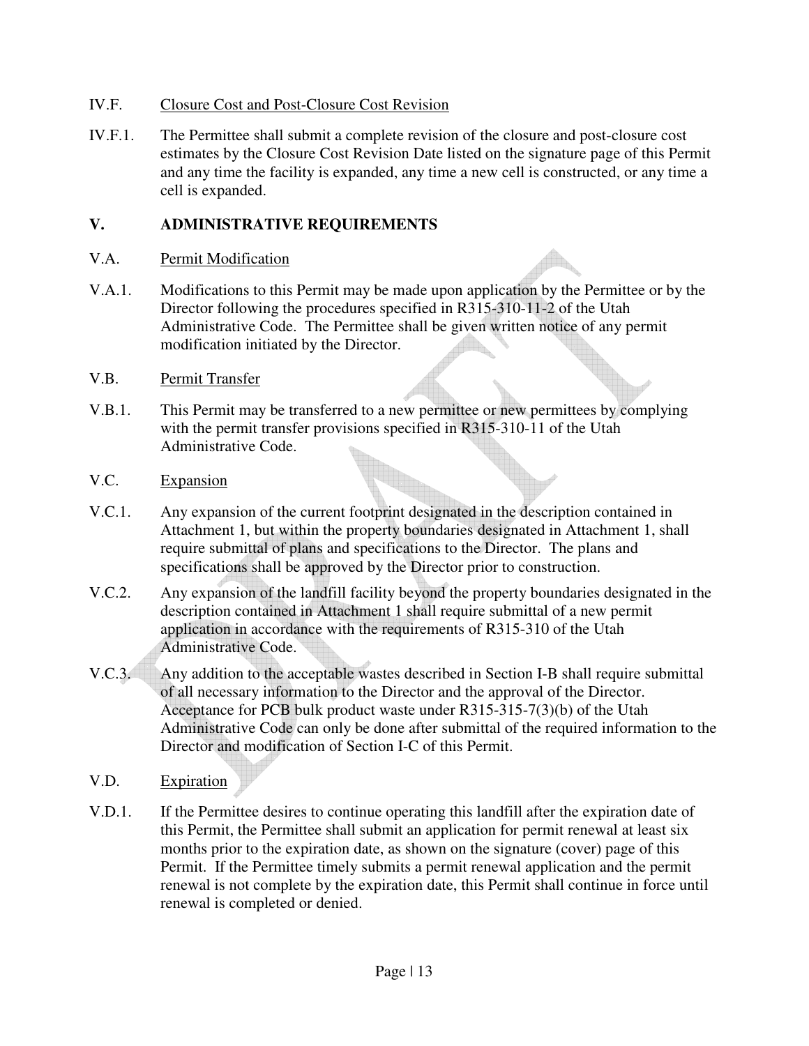IV.F. Closure Cost and Post-Closure Cost Revision

IV.F.1. The Permittee shall submit a complete revision of the closure and post-closure cost estimates by the Closure Cost Revision Date listed on the signature page of this Permit and any time the facility is expanded, any time a new cell is constructed, or any time a cell is expanded.

## V. ADMINISTRATIVE REQUIREMENTS

V.A. Permit Modification

V.A.1. Modifications to this Permit may be made upon application by the Permittee or by the Director following the procedures specified in R315-310-11-2 of the Utah Administrative Code. The Permittee shall be given written notice of any permit modification initiated by the Director.

V.B. Permit Transfer

V.B.1. This Permit may be transferred to a new permittee or new permittees by complying with the permit transfer provisions specified in R315-310-11 of the Utah Administrative Code.

V.C. Expansion

V.C.1. Any expansion of the current footprint designated in the description contained in Attachment 1, but within the property boundaries designated in Attachment 1, shall require submittal of plans and specifications to the Director. The plans and specifications shall be approved by the Director prior to construction.

V.C.2. Any expansion of the landfill facility beyond the property boundaries designated in the description contained in Attachment 1 shall require submittal of a new permit application in accordance with the requirements of R315-310 of the Utah Administrative Code.

V.C.3. Any addition to the acceptable wastes described in Section I-B shall require submittal of all necessary information to the Director and the approval of the Director. Acceptance for PCB bulk product waste under R315-315-7(3)(b) of the Utah Administrative Code can only be done after submittal of the required information to the Director and modification of Section I-C of this Permit.

V.D. Expiration

V.D.1. If the Permittee desires to continue operating this landfill after the expiration date of this Permit, the Permittee shall submit an application for permit renewal at least six months prior to the expiration date, as shown on the signature (cover) page of this Permit. If the Permittee timely submits a permit renewal application and the permit renewal is not complete by the expiration date, this Permit shall continue in force until renewal is completed or denied.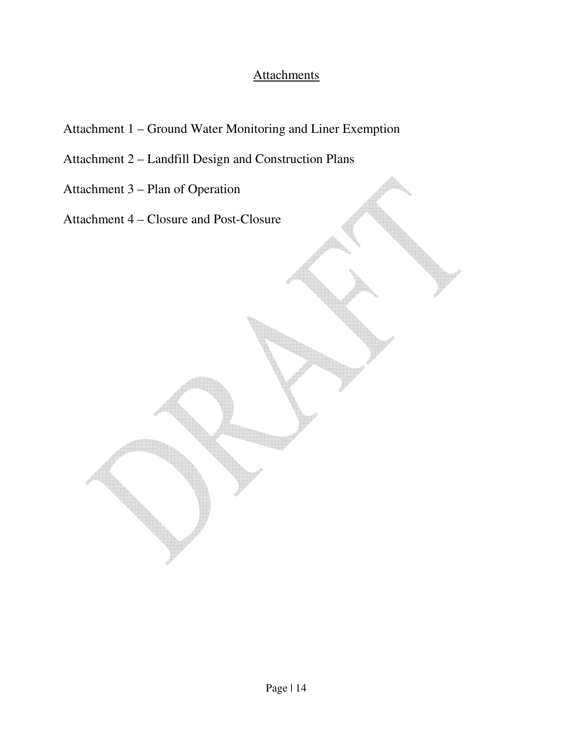## Attachments

Attachment 1 – Ground Water Monitoring and Liner Exemption

Attachment 2 – Landfill Design and Construction Plans

Attachment 3 – Plan of Operation

Attachment 4 – Closure and Post-Closure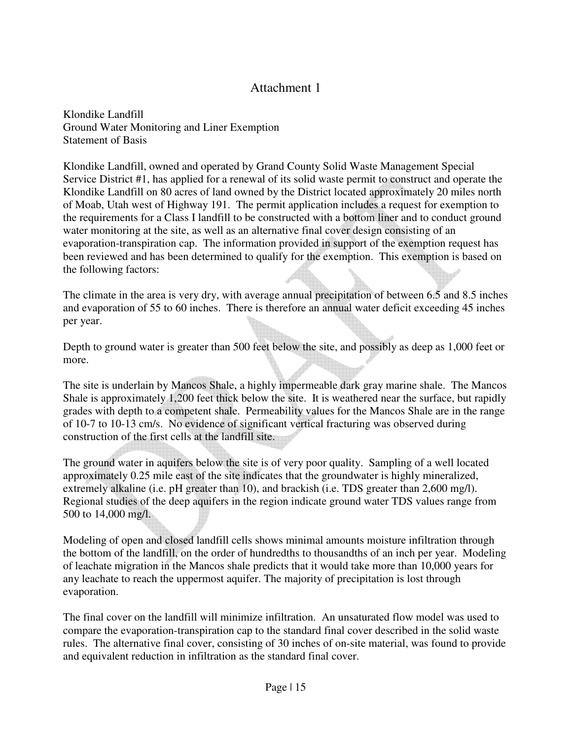# Attachment 1

Klondike Landfill
Ground Water Monitoring and Liner Exemption
Statement of Basis

Klondike Landfill, owned and operated by Grand County Solid Waste Management Special Service District #1, has applied for a renewal of its solid waste permit to construct and operate the Klondike Landfill on 80 acres of land owned by the District located approximately 20 miles north of Moab, Utah west of Highway 191. The permit application includes a request for exemption to the requirements for a Class I landfill to be constructed with a bottom liner and to conduct ground water monitoring at the site, as well as an alternative final cover design consisting of an evaporation-transpiration cap. The information provided in support of the exemption request has been reviewed and has been determined to qualify for the exemption. This exemption is based on the following factors:

The climate in the area is very dry, with average annual precipitation of between 6.5 and 8.5 inches and evaporation of 55 to 60 inches. There is therefore an annual water deficit exceeding 45 inches per year.

Depth to ground water is greater than 500 feet below the site, and possibly as deep as 1,000 feet or more.

The site is underlain by Mancos Shale, a highly impermeable dark gray marine shale. The Mancos Shale is approximately 1,200 feet thick below the site. It is weathered near the surface, but rapidly grades with depth to a competent shale. Permeability values for the Mancos Shale are in the range of 10-7 to 10-13 cm/s. No evidence of significant vertical fracturing was observed during construction of the first cells at the landfill site.

The ground water in aquifers below the site is of very poor quality. Sampling of a well located approximately 0.25 mile east of the site indicates that the groundwater is highly mineralized, extremely alkaline (i.e. pH greater than 10), and brackish (i.e. TDS greater than 2,600 mg/l). Regional studies of the deep aquifers in the region indicate ground water TDS values range from 500 to 14,000 mg/l.

Modeling of open and closed landfill cells shows minimal amounts moisture infiltration through the bottom of the landfill, on the order of hundredths to thousandths of an inch per year. Modeling of leachate migration in the Mancos shale predicts that it would take more than 10,000 years for any leachate to reach the uppermost aquifer. The majority of precipitation is lost through evaporation.

The final cover on the landfill will minimize infiltration. An unsaturated flow model was used to compare the evaporation-transpiration cap to the standard final cover described in the solid waste rules. The alternative final cover, consisting of 30 inches of on-site material, was found to provide and equivalent reduction in infiltration as the standard final cover.